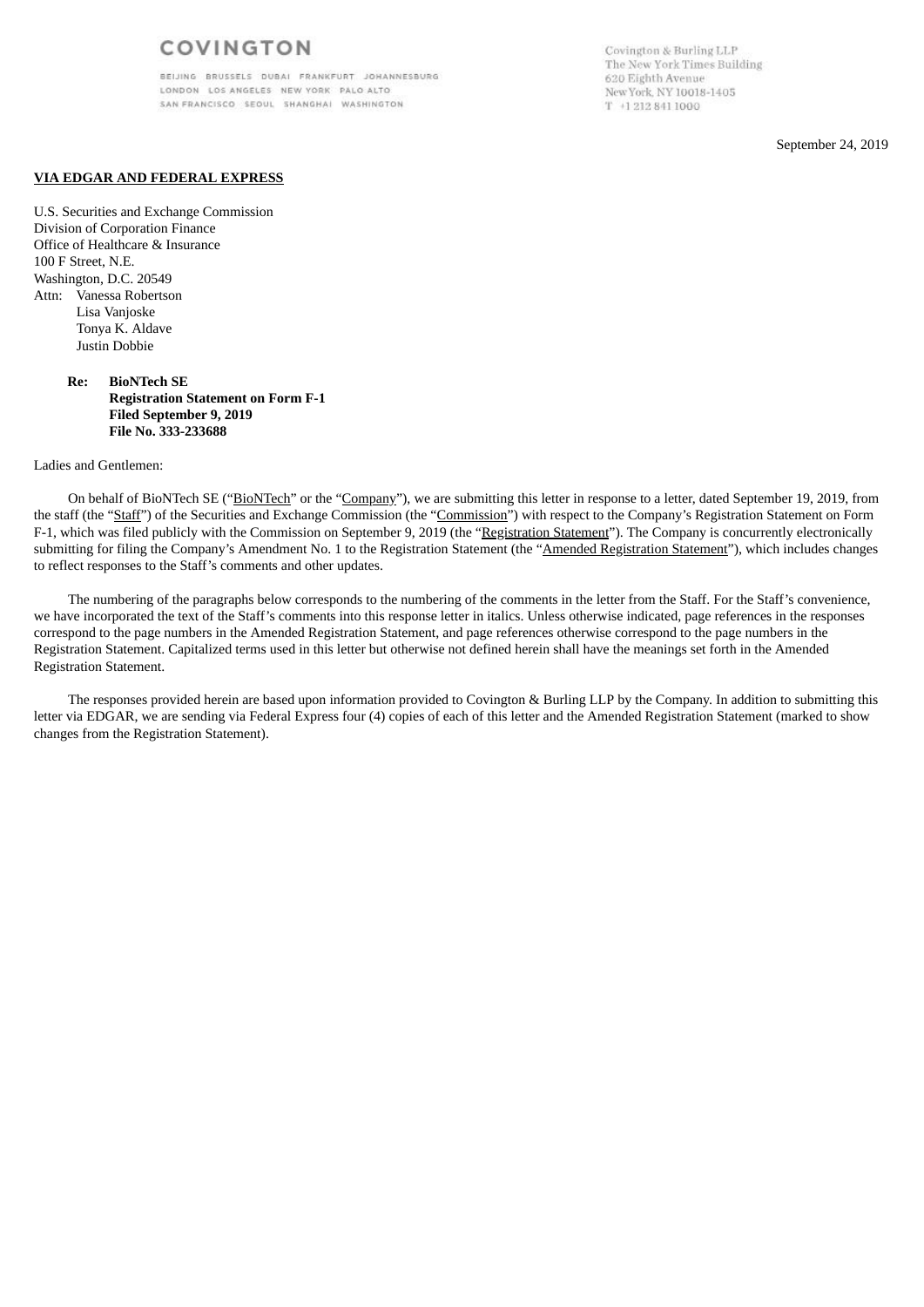COVINGTON

BEIJING BRUSSELS DUBAI FRANKFURT JOHANNESBURG
LONDON LOS ANGELES NEW YORK PALO ALTO
SAN FRANCISCO SEOUL SHANGHAI WASHINGTON

Covington & Burling LLP
The New York Times Building
620 Eighth Avenue
New York, NY 10018-1405
T +1 212 841 1000

September 24, 2019

**VIA EDGAR AND FEDERAL EXPRESS**

U.S. Securities and Exchange Commission
Division of Corporation Finance
Office of Healthcare & Insurance
100 F Street, N.E.
Washington, D.C. 20549
Attn: Vanessa Robertson
Lisa Vanjoske
Tonya K. Aldave
Justin Dobbie

**Re: BioNTech SE**
**Registration Statement on Form F-1**
**Filed September 9, 2019**
**File No. 333-233688**

Ladies and Gentlemen:

On behalf of BioNTech SE ("BioNTech" or the "Company"), we are submitting this letter in response to a letter, dated September 19, 2019, from the staff (the "Staff") of the Securities and Exchange Commission (the "Commission") with respect to the Company's Registration Statement on Form F-1, which was filed publicly with the Commission on September 9, 2019 (the "Registration Statement"). The Company is concurrently electronically submitting for filing the Company's Amendment No. 1 to the Registration Statement (the "Amended Registration Statement"), which includes changes to reflect responses to the Staff's comments and other updates.

The numbering of the paragraphs below corresponds to the numbering of the comments in the letter from the Staff. For the Staff's convenience, we have incorporated the text of the Staff's comments into this response letter in italics. Unless otherwise indicated, page references in the responses correspond to the page numbers in the Amended Registration Statement, and page references otherwise correspond to the page numbers in the Registration Statement. Capitalized terms used in this letter but otherwise not defined herein shall have the meanings set forth in the Amended Registration Statement.

The responses provided herein are based upon information provided to Covington & Burling LLP by the Company. In addition to submitting this letter via EDGAR, we are sending via Federal Express four (4) copies of each of this letter and the Amended Registration Statement (marked to show changes from the Registration Statement).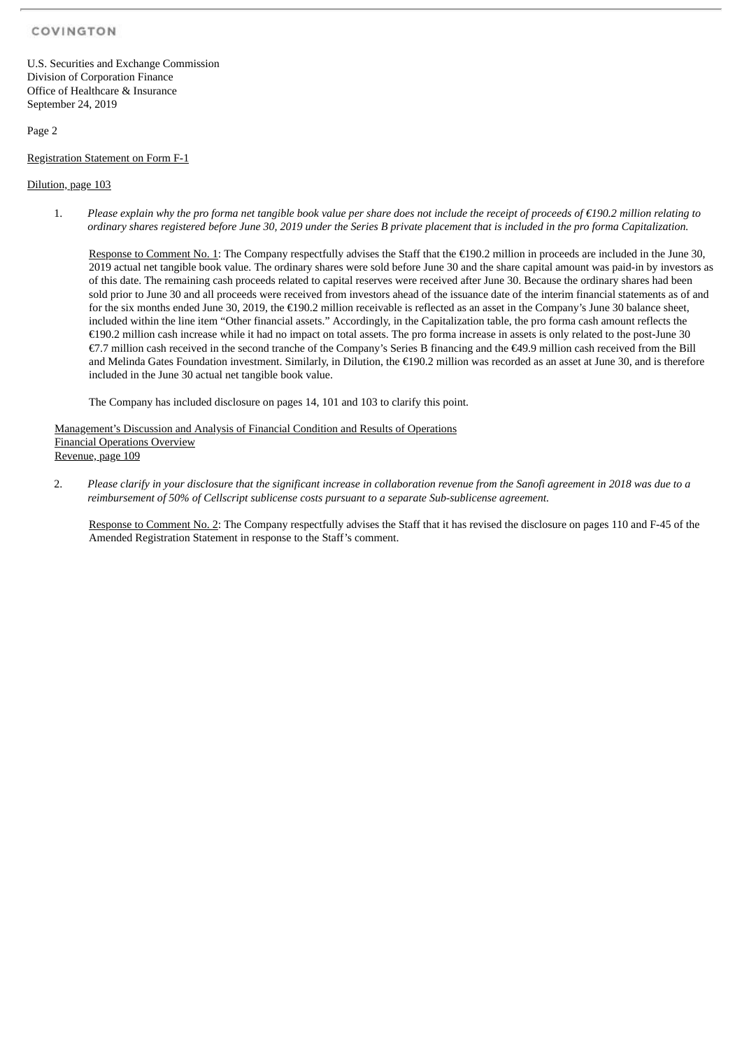U.S. Securities and Exchange Commission
Division of Corporation Finance
Office of Healthcare & Insurance
September 24, 2019

Registration Statement on Form F-1

Dilution, page 103

1. *Please explain why the pro forma net tangible book value per share does not include the receipt of proceeds of €190.2 million relating to ordinary shares registered before June 30, 2019 under the Series B private placement that is included in the pro forma Capitalization.*

   Response to Comment No. 1: The Company respectfully advises the Staff that the €190.2 million in proceeds are included in the June 30, 2019 actual net tangible book value. The ordinary shares were sold before June 30 and the share capital amount was paid-in by investors as of this date. The remaining cash proceeds related to capital reserves were received after June 30. Because the ordinary shares had been sold prior to June 30 and all proceeds were received from investors ahead of the issuance date of the interim financial statements as of and for the six months ended June 30, 2019, the €190.2 million receivable is reflected as an asset in the Company's June 30 balance sheet, included within the line item "Other financial assets." Accordingly, in the Capitalization table, the pro forma cash amount reflects the €190.2 million cash increase while it had no impact on total assets. The pro forma increase in assets is only related to the post-June 30 €7.7 million cash received in the second tranche of the Company's Series B financing and the €49.9 million cash received from the Bill and Melinda Gates Foundation investment. Similarly, in Dilution, the €190.2 million was recorded as an asset at June 30, and is therefore included in the June 30 actual net tangible book value.

   The Company has included disclosure on pages 14, 101 and 103 to clarify this point.

Management's Discussion and Analysis of Financial Condition and Results of Operations
Financial Operations Overview
Revenue, page 109

2. *Please clarify in your disclosure that the significant increase in collaboration revenue from the Sanofi agreement in 2018 was due to a reimbursement of 50% of Cellscript sublicense costs pursuant to a separate Sub-sublicense agreement.*

   Response to Comment No. 2: The Company respectfully advises the Staff that it has revised the disclosure on pages 110 and F-45 of the Amended Registration Statement in response to the Staff's comment.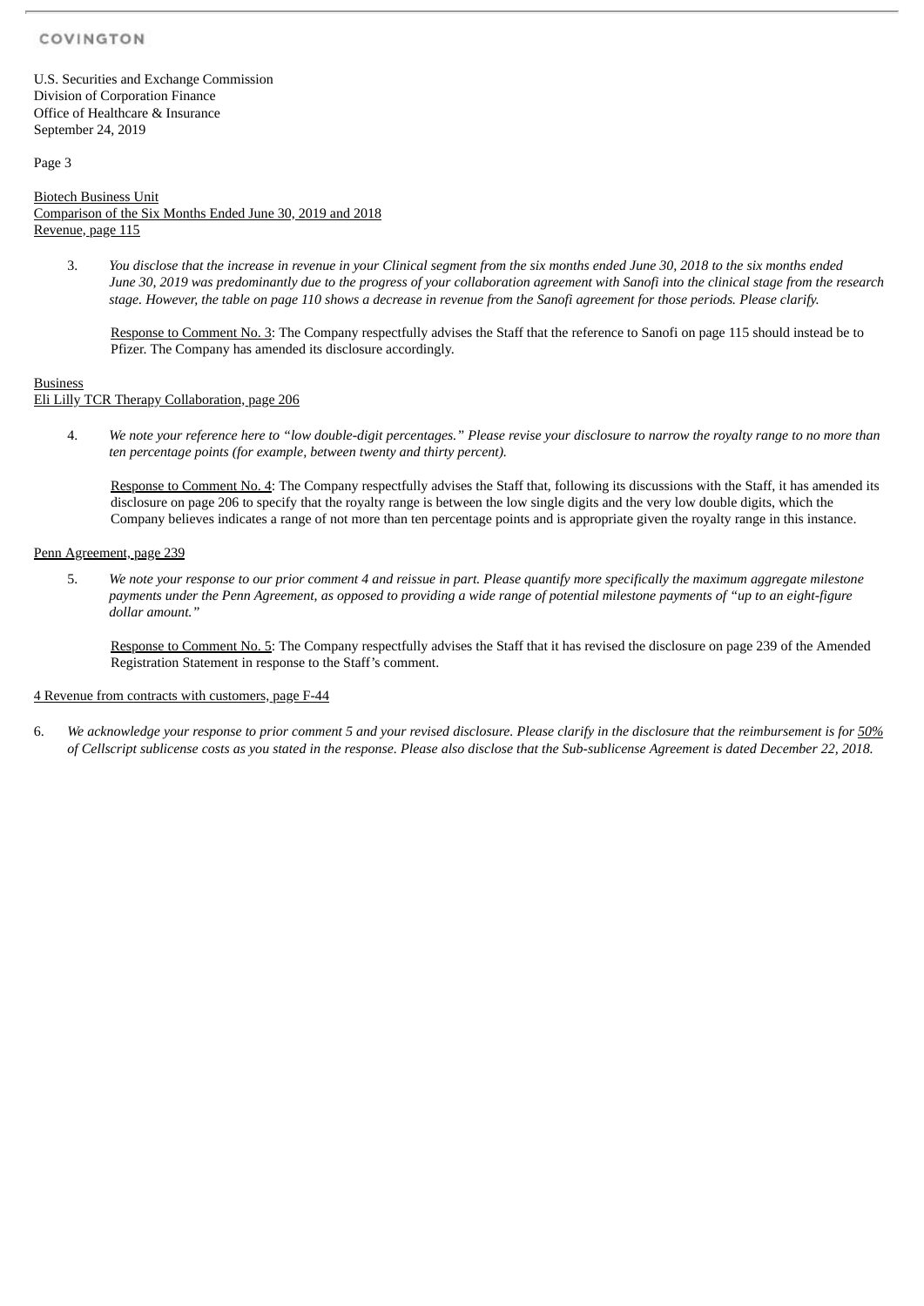Biotech Business Unit
Comparison of the Six Months Ended June 30, 2019 and 2018
Revenue, page 115

3. *You disclose that the increase in revenue in your Clinical segment from the six months ended June 30, 2018 to the six months ended June 30, 2019 was predominantly due to the progress of your collaboration agreement with Sanofi into the clinical stage from the research stage. However, the table on page 110 shows a decrease in revenue from the Sanofi agreement for those periods. Please clarify.*

   Response to Comment No. 3: The Company respectfully advises the Staff that the reference to Sanofi on page 115 should instead be to Pfizer. The Company has amended its disclosure accordingly.

Business
Eli Lilly TCR Therapy Collaboration, page 206

4. *We note your reference here to "low double-digit percentages." Please revise your disclosure to narrow the royalty range to no more than ten percentage points (for example, between twenty and thirty percent).*

   Response to Comment No. 4: The Company respectfully advises the Staff that, following its discussions with the Staff, it has amended its disclosure on page 206 to specify that the royalty range is between the low single digits and the very low double digits, which the Company believes indicates a range of not more than ten percentage points and is appropriate given the royalty range in this instance.

Penn Agreement, page 239

5. *We note your response to our prior comment 4 and reissue in part. Please quantify more specifically the maximum aggregate milestone payments under the Penn Agreement, as opposed to providing a wide range of potential milestone payments of "up to an eight-figure dollar amount."*

   Response to Comment No. 5: The Company respectfully advises the Staff that it has revised the disclosure on page 239 of the Amended Registration Statement in response to the Staff's comment.

4 Revenue from contracts with customers, page F-44

6. *We acknowledge your response to prior comment 5 and your revised disclosure. Please clarify in the disclosure that the reimbursement is for 50% of Cellscript sublicense costs as you stated in the response. Please also disclose that the Sub-sublicense Agreement is dated December 22, 2018.*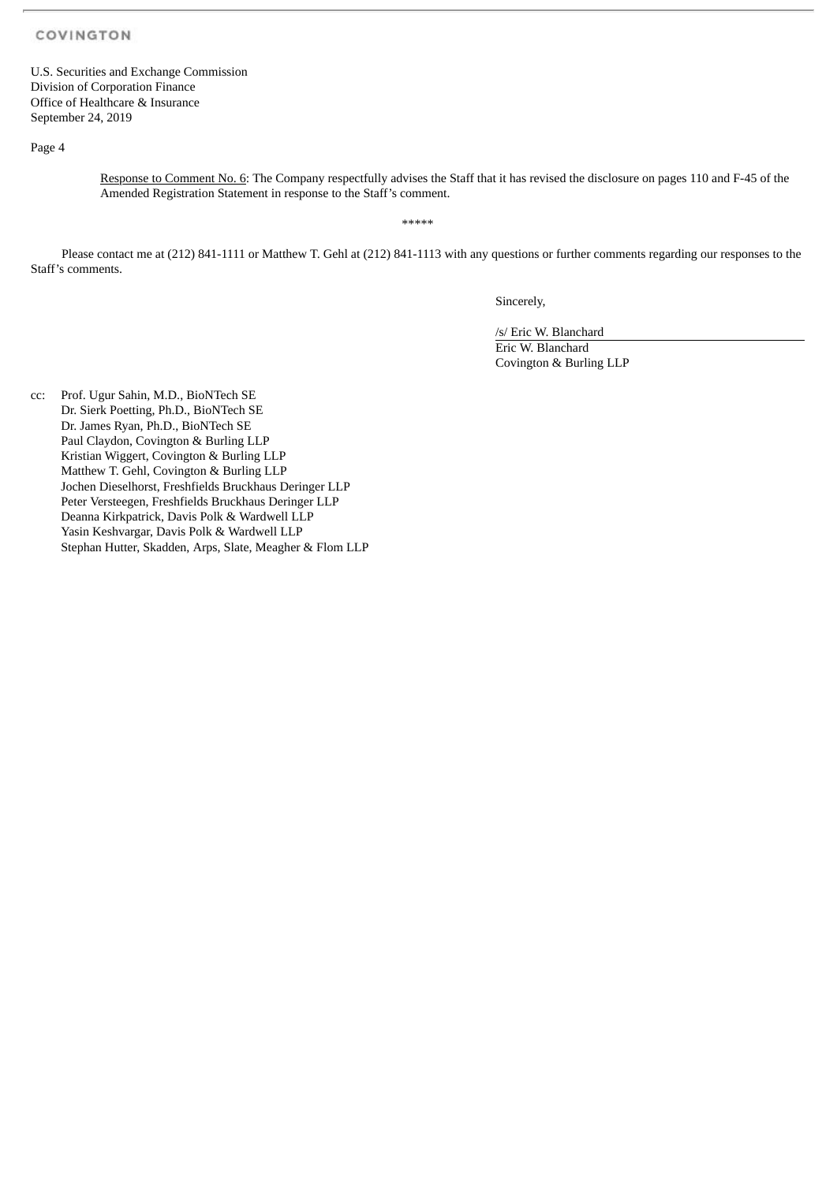Response to Comment No. 6: The Company respectfully advises the Staff that it has revised the disclosure on pages 110 and F-45 of the Amended Registration Statement in response to the Staff's comment.

*****

Please contact me at (212) 841-1111 or Matthew T. Gehl at (212) 841-1113 with any questions or further comments regarding our responses to the Staff's comments.

Sincerely,

/s/ Eric W. Blanchard
Eric W. Blanchard
Covington & Burling LLP

cc: Prof. Ugur Sahin, M.D., BioNTech SE
Dr. Sierk Poetting, Ph.D., BioNTech SE
Dr. James Ryan, Ph.D., BioNTech SE
Paul Claydon, Covington & Burling LLP
Kristian Wiggert, Covington & Burling LLP
Matthew T. Gehl, Covington & Burling LLP
Jochen Dieselhorst, Freshfields Bruckhaus Deringer LLP
Peter Versteegen, Freshfields Bruckhaus Deringer LLP
Deanna Kirkpatrick, Davis Polk & Wardwell LLP
Yasin Keshvargar, Davis Polk & Wardwell LLP
Stephan Hutter, Skadden, Arps, Slate, Meagher & Flom LLP